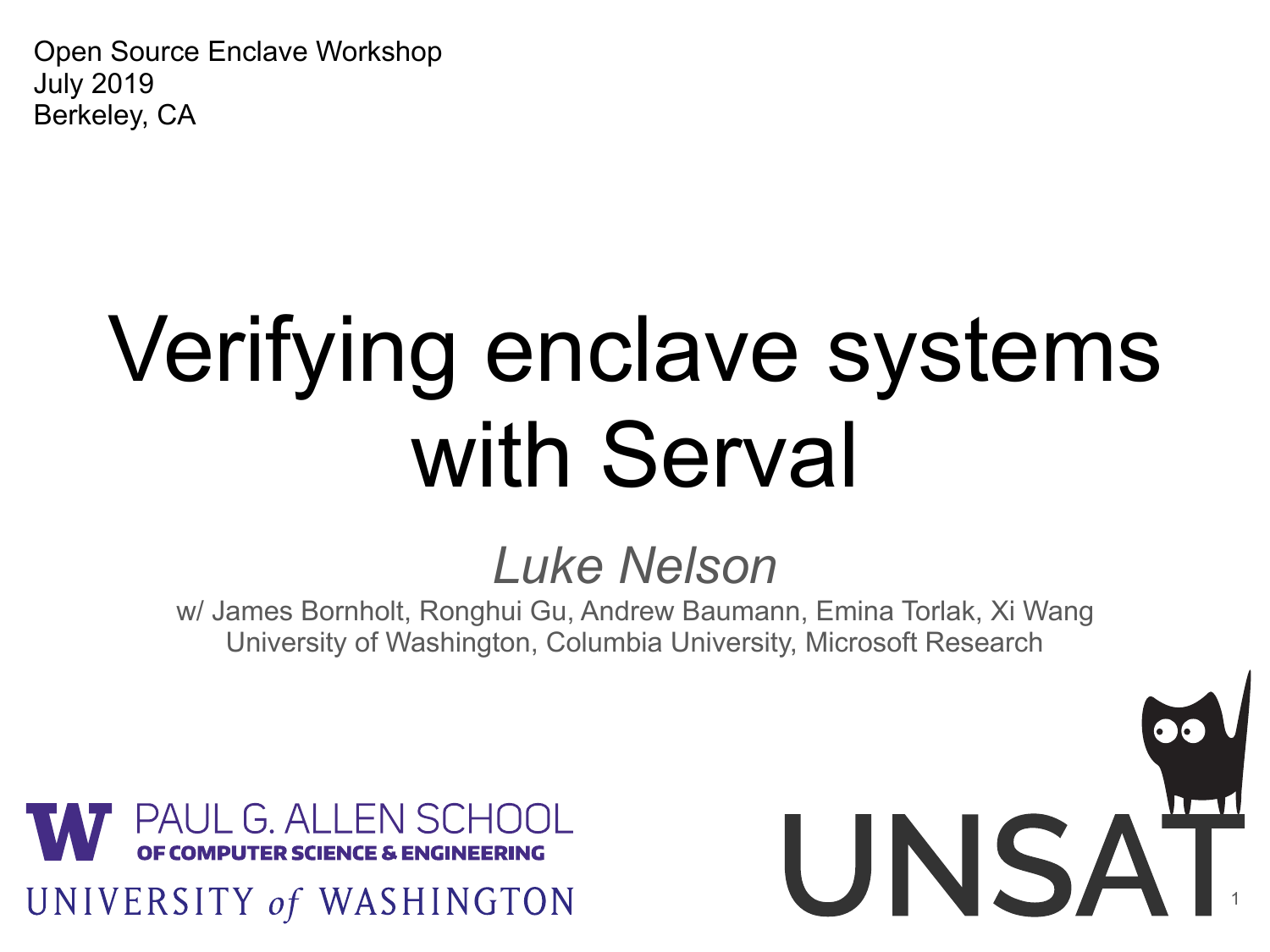Open Source Enclave Workshop
July 2019
Berkeley, CA

# Verifying enclave systems with Serval

*Luke Nelson*

w/ James Bornholt, Ronghui Gu, Andrew Baumann, Emina Torlak, Xi Wang
University of Washington, Columbia University, Microsoft Research

PAUL G. ALLEN SCHOOL OF COMPUTER SCIENCE & ENGINEERING
UNIVERSITY of WASHINGTON

UNSAT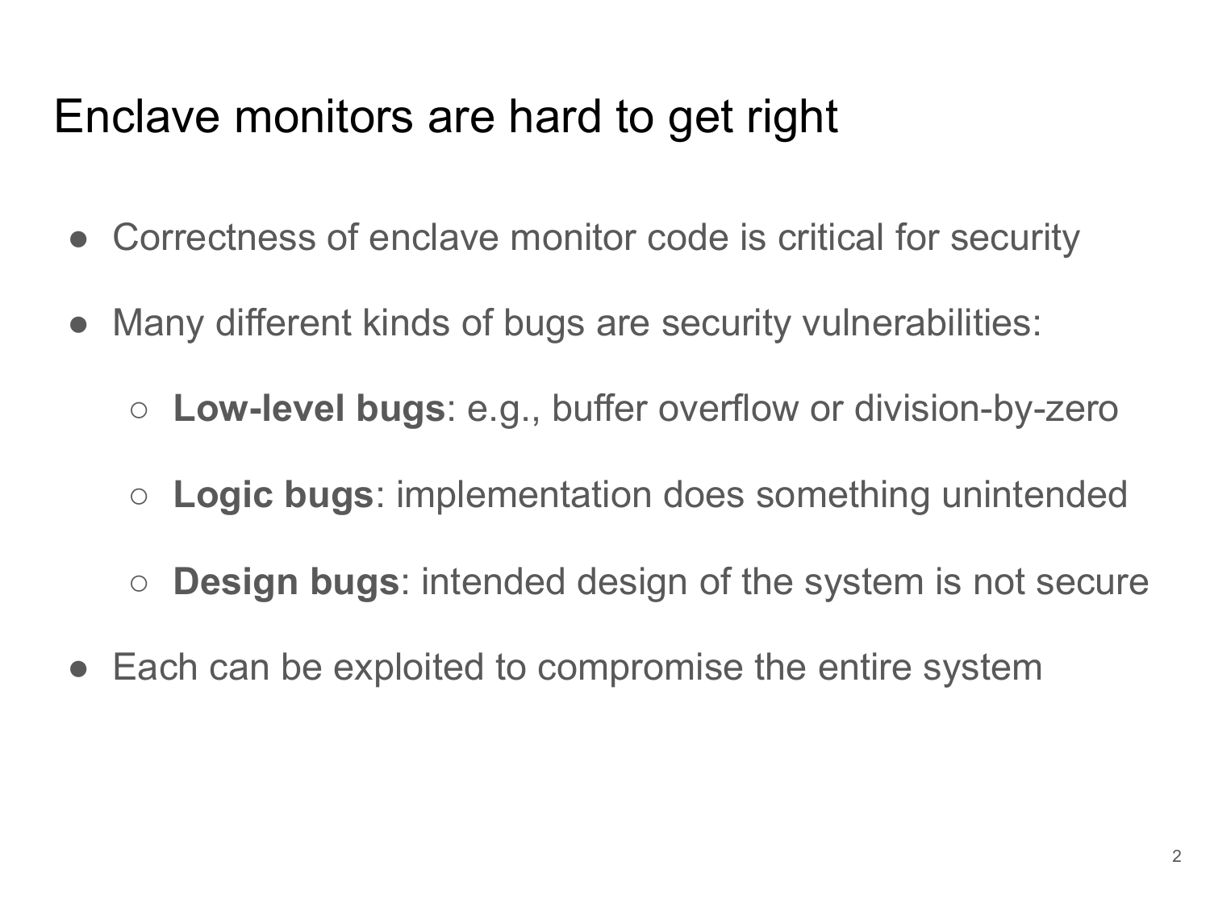# Enclave monitors are hard to get right

- Correctness of enclave monitor code is critical for security
- Many different kinds of bugs are security vulnerabilities:
  - **Low-level bugs**: e.g., buffer overflow or division-by-zero
  - **Logic bugs**: implementation does something unintended
  - **Design bugs**: intended design of the system is not secure
- Each can be exploited to compromise the entire system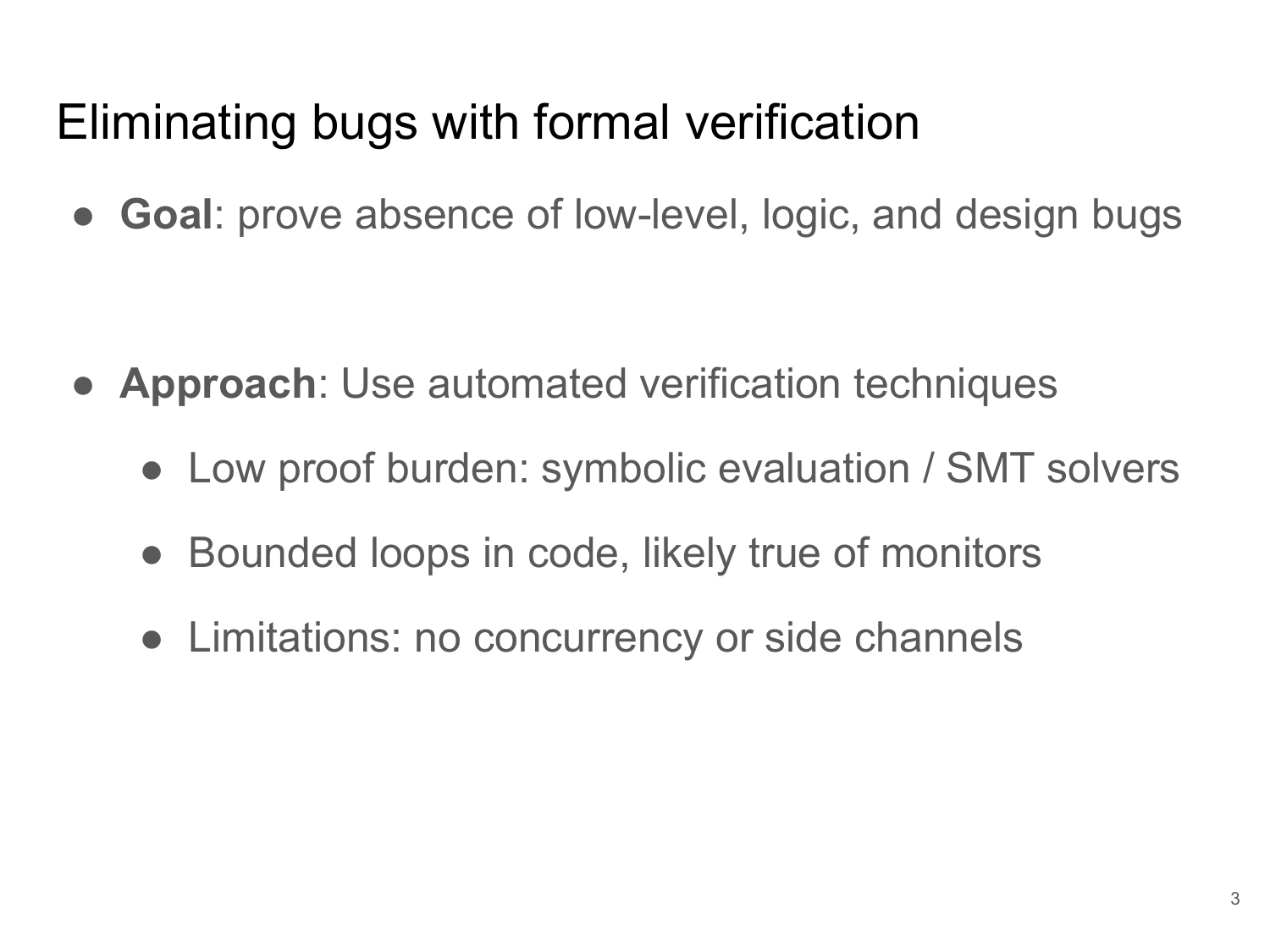# Eliminating bugs with formal verification

- **Goal**: prove absence of low-level, logic, and design bugs

- **Approach**: Use automated verification techniques
  - Low proof burden: symbolic evaluation / SMT solvers
  - Bounded loops in code, likely true of monitors
  - Limitations: no concurrency or side channels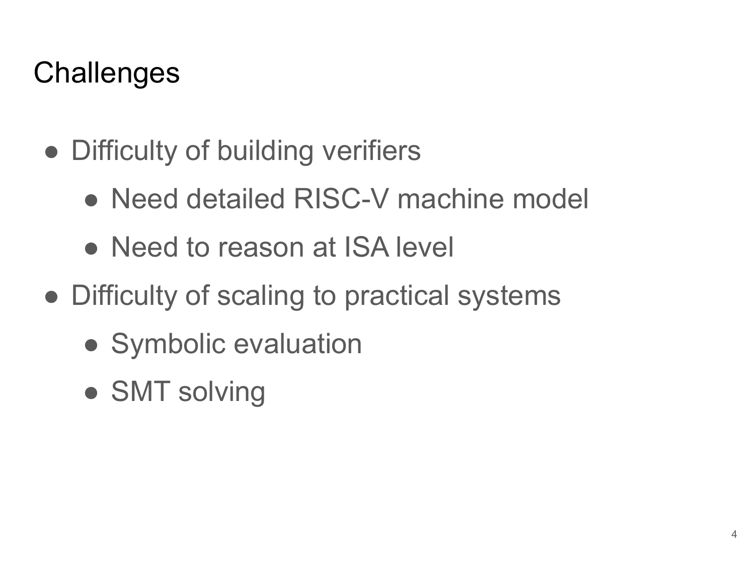# Challenges

- Difficulty of building verifiers
  - Need detailed RISC-V machine model
  - Need to reason at ISA level
- Difficulty of scaling to practical systems
  - Symbolic evaluation
  - SMT solving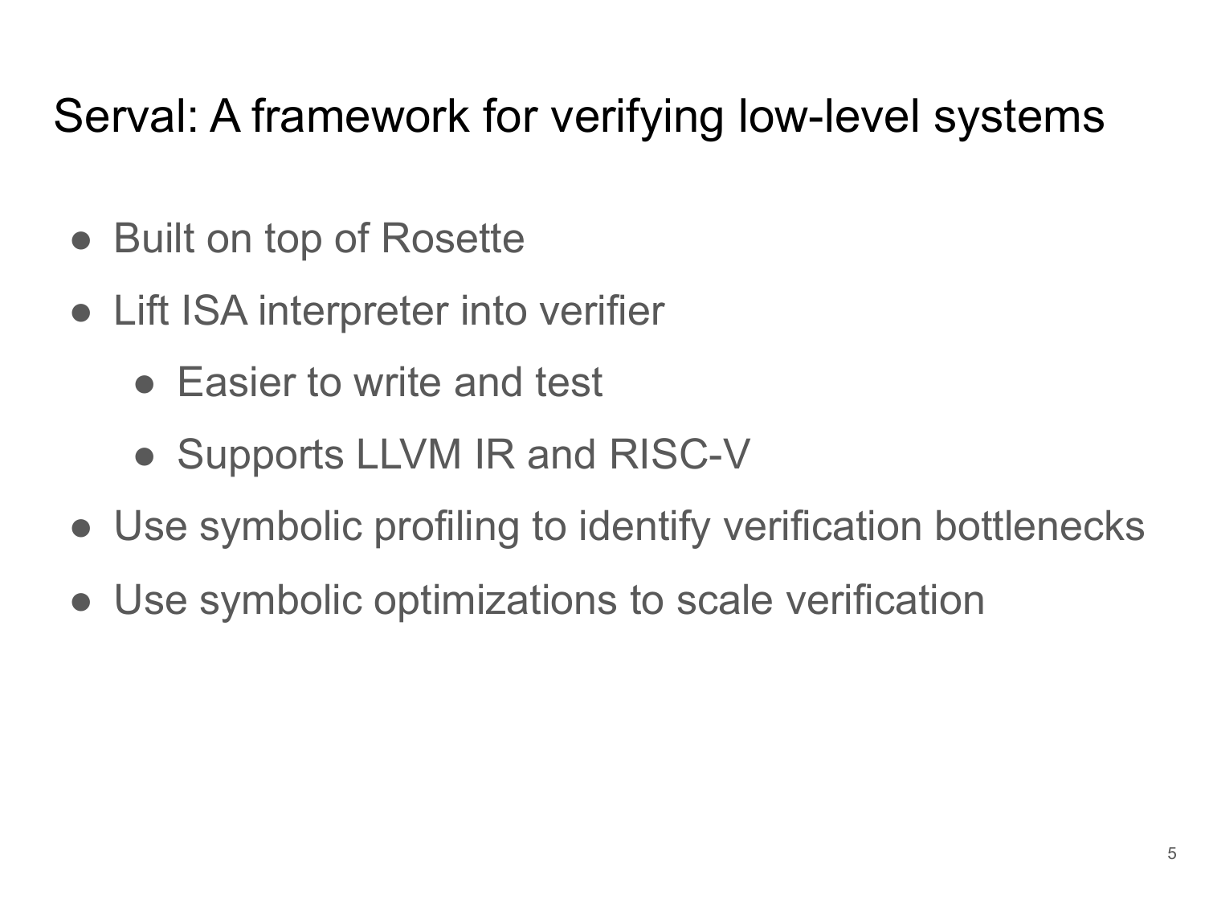# Serval: A framework for verifying low-level systems

- Built on top of Rosette
- Lift ISA interpreter into verifier
  - Easier to write and test
  - Supports LLVM IR and RISC-V
- Use symbolic profiling to identify verification bottlenecks
- Use symbolic optimizations to scale verification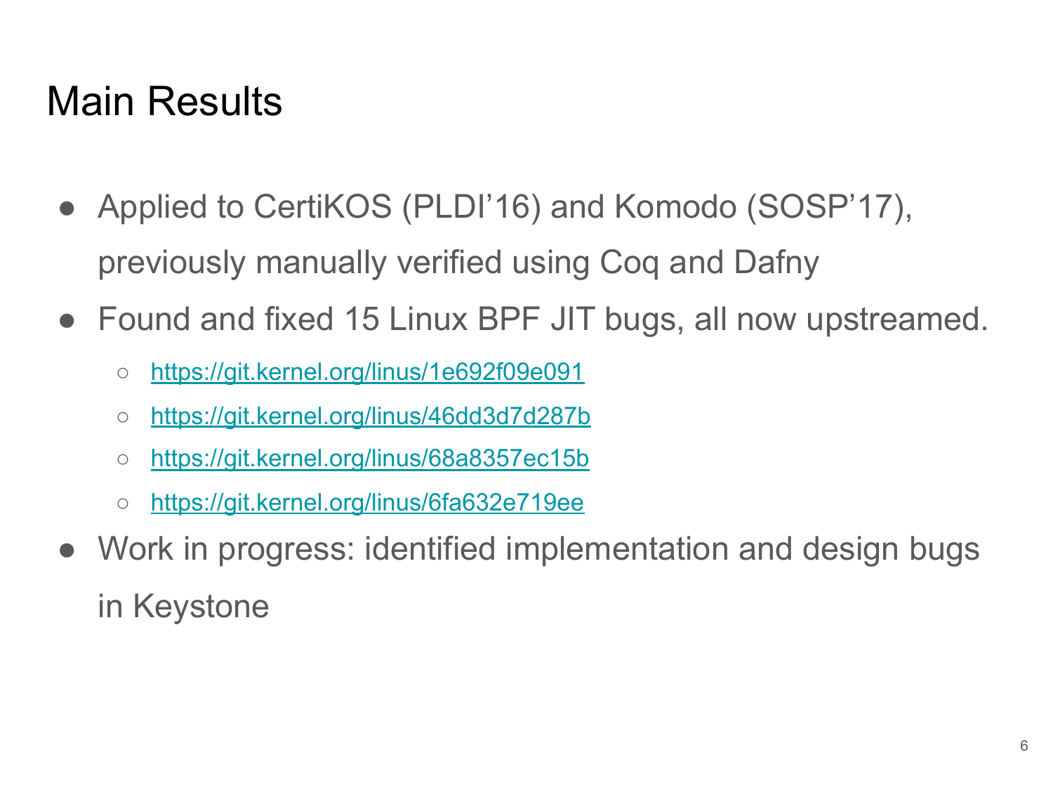# Main Results

- Applied to CertiKOS (PLDI'16) and Komodo (SOSP'17), previously manually verified using Coq and Dafny
- Found and fixed 15 Linux BPF JIT bugs, all now upstreamed.
  - https://git.kernel.org/linus/1e692f09e091
  - https://git.kernel.org/linus/46dd3d7d287b
  - https://git.kernel.org/linus/68a8357ec15b
  - https://git.kernel.org/linus/6fa632e719ee
- Work in progress: identified implementation and design bugs in Keystone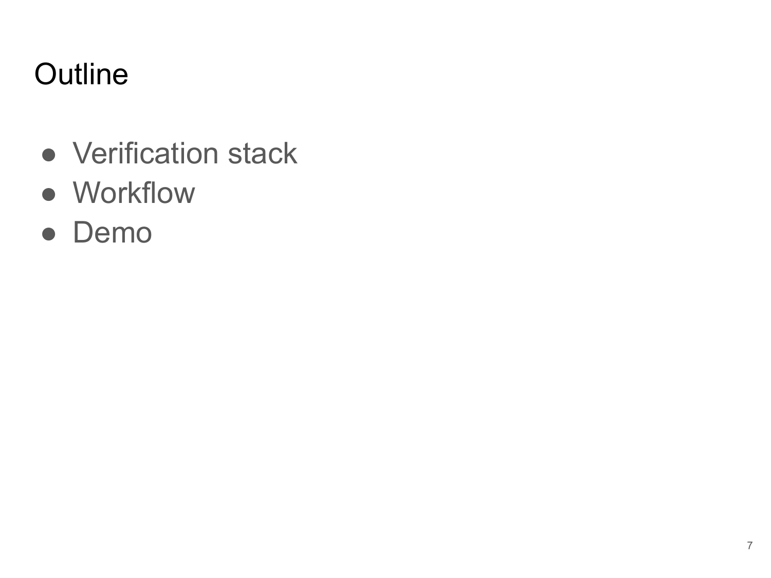# Outline

- Verification stack
- Workflow
- Demo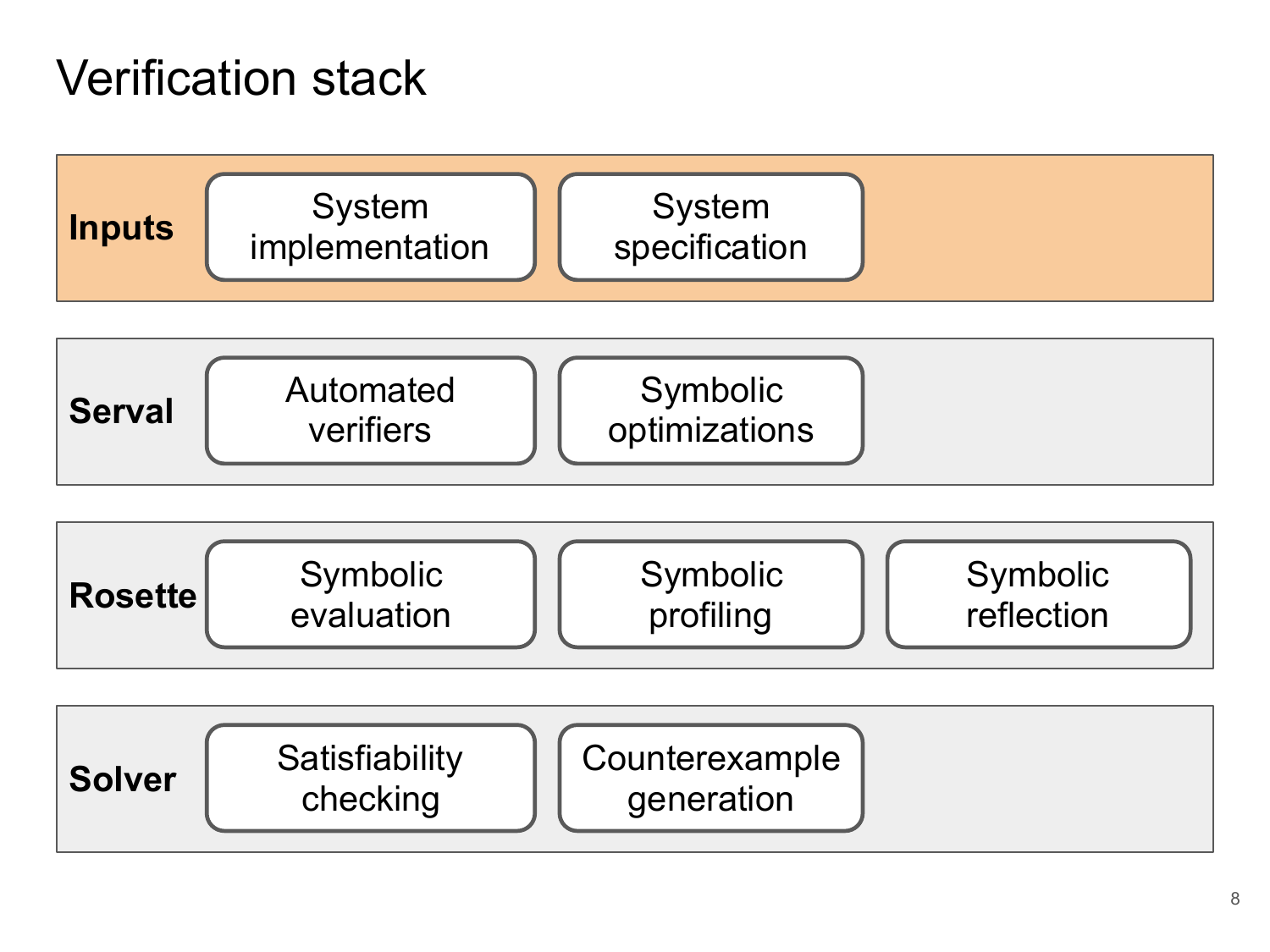# Verification stack

| Layer | Components | | |
| --- | --- | --- | --- |
| **Inputs** | System implementation | System specification | |
| **Serval** | Automated verifiers | Symbolic optimizations | |
| **Rosette** | Symbolic evaluation | Symbolic profiling | Symbolic reflection |
| **Solver** | Satisfiability checking | Counterexample generation | |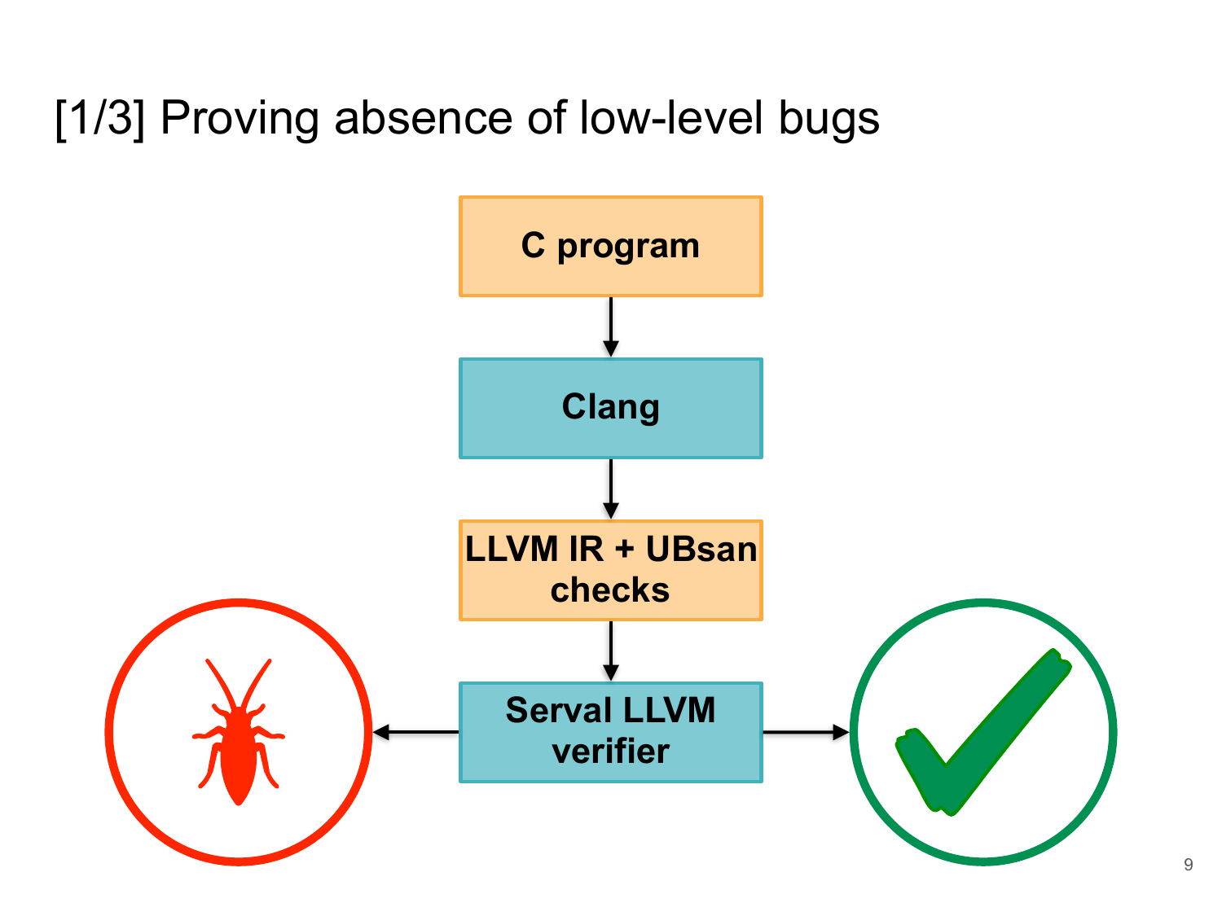# [1/3] Proving absence of low-level bugs

C program

Clang

LLVM IR + UBsan checks

Serval LLVM verifier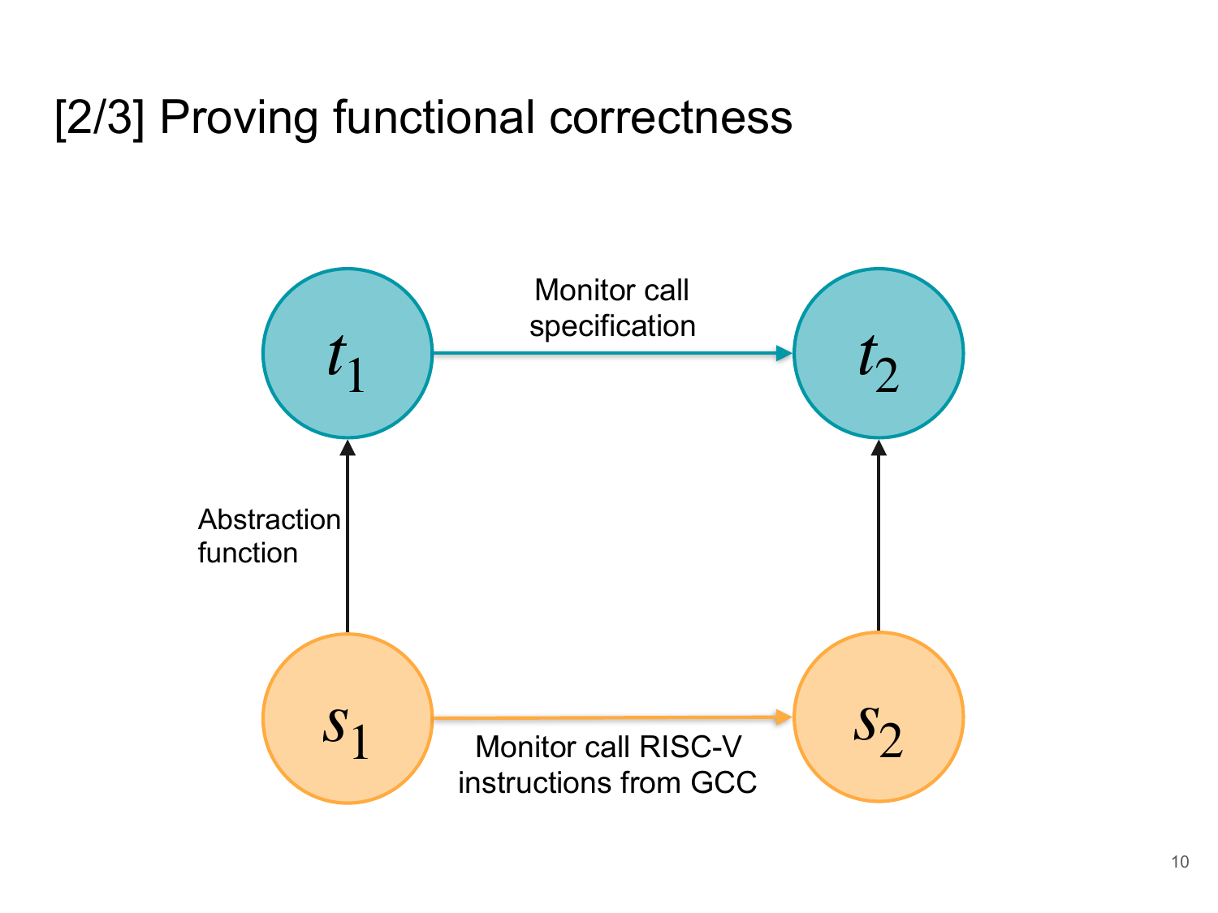# [2/3] Proving functional correctness

$t_1$ — Monitor call specification → $t_2$

Abstraction function

$s_1$ — Monitor call RISC-V instructions from GCC → $s_2$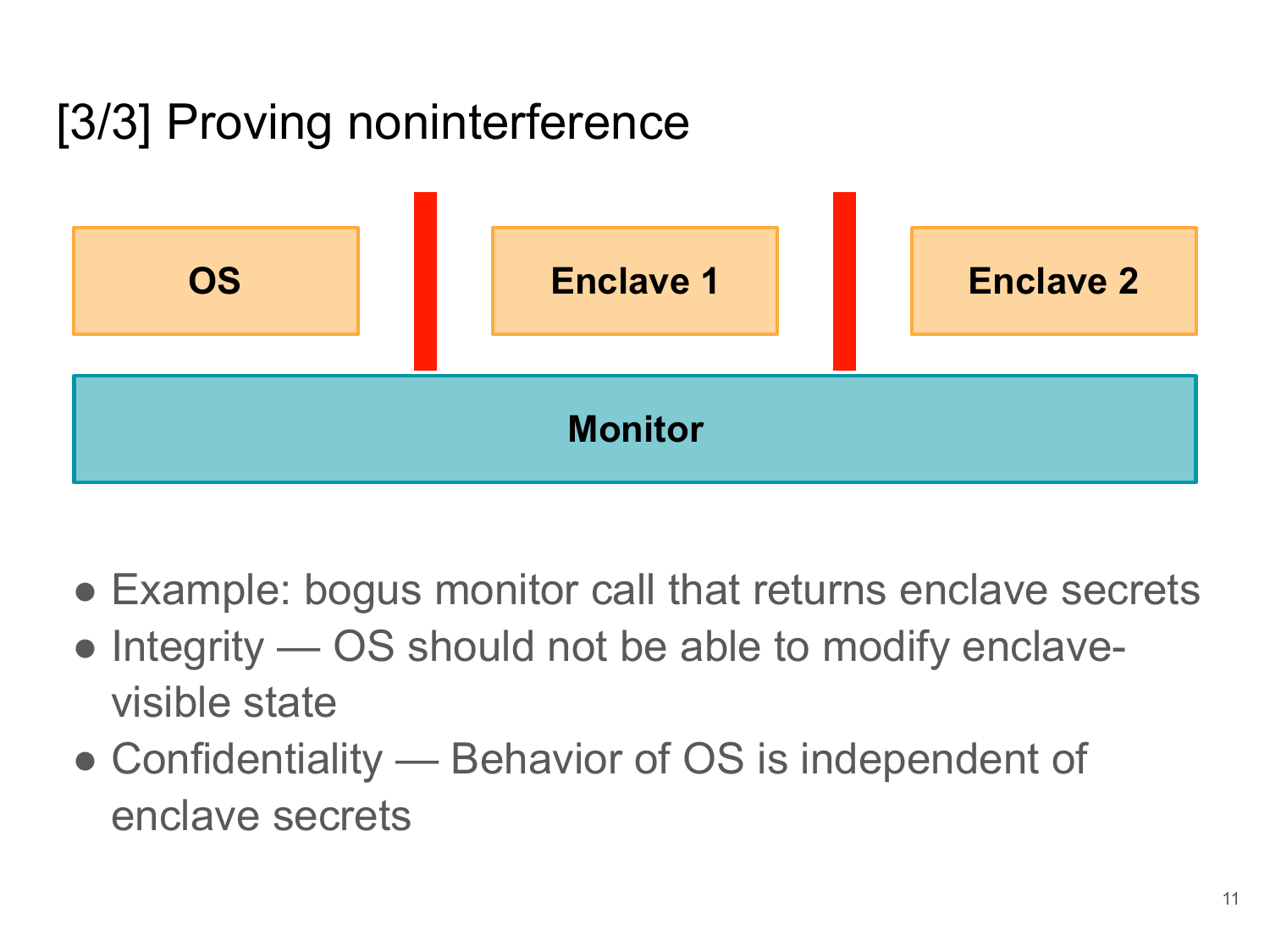# [3/3] Proving noninterference

OS | Enclave 1 | Enclave 2

Monitor

- Example: bogus monitor call that returns enclave secrets
- Integrity — OS should not be able to modify enclave-visible state
- Confidentiality — Behavior of OS is independent of enclave secrets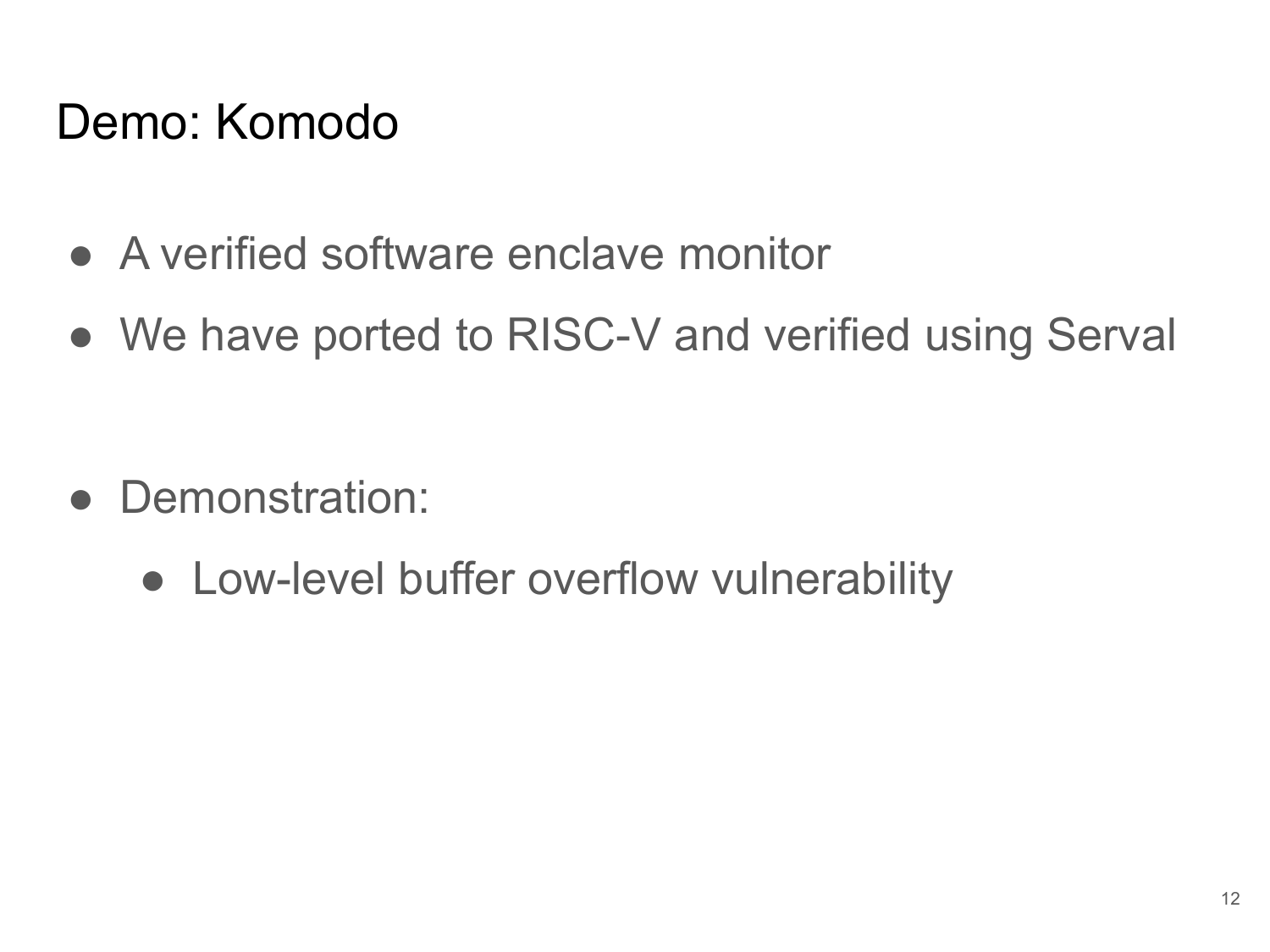# Demo: Komodo

- A verified software enclave monitor
- We have ported to RISC-V and verified using Serval

- Demonstration:
  - Low-level buffer overflow vulnerability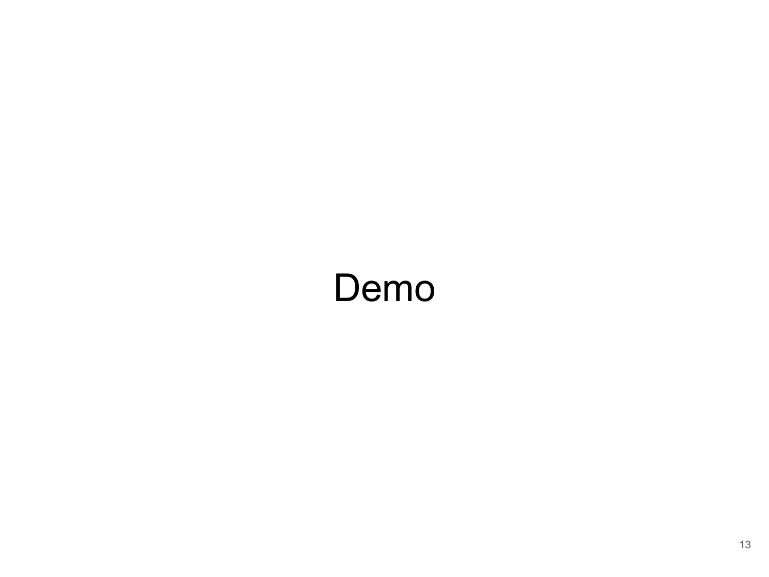# Demo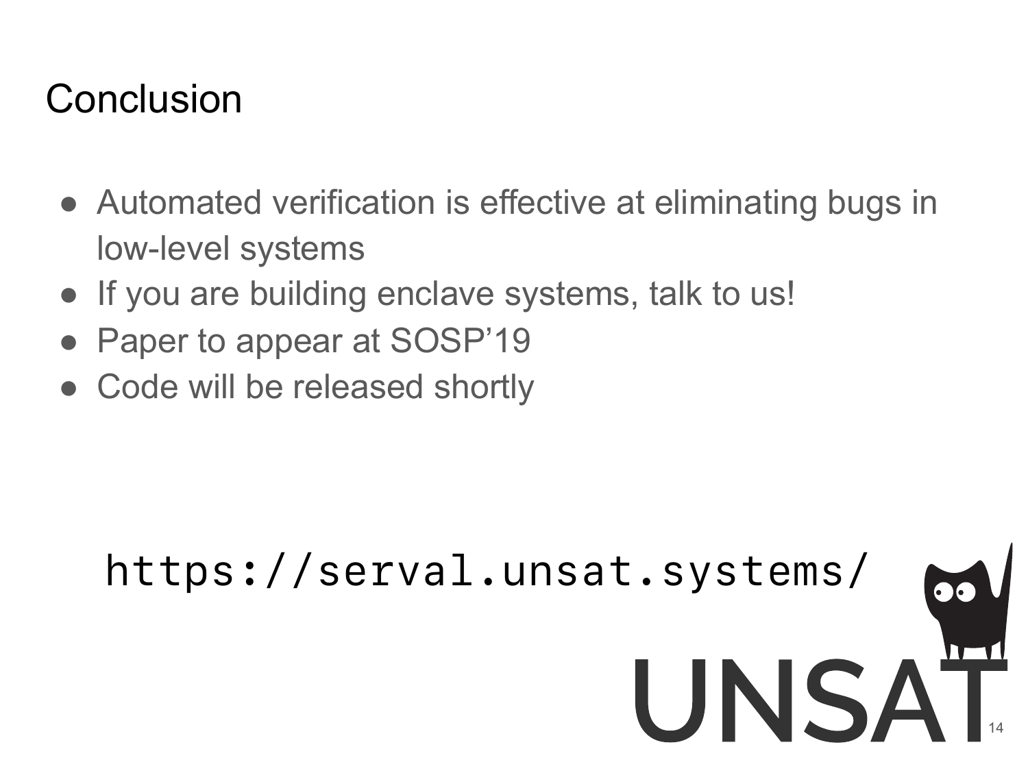# Conclusion

- Automated verification is effective at eliminating bugs in low-level systems
- If you are building enclave systems, talk to us!
- Paper to appear at SOSP'19
- Code will be released shortly

https://serval.unsat.systems/

UNSAT